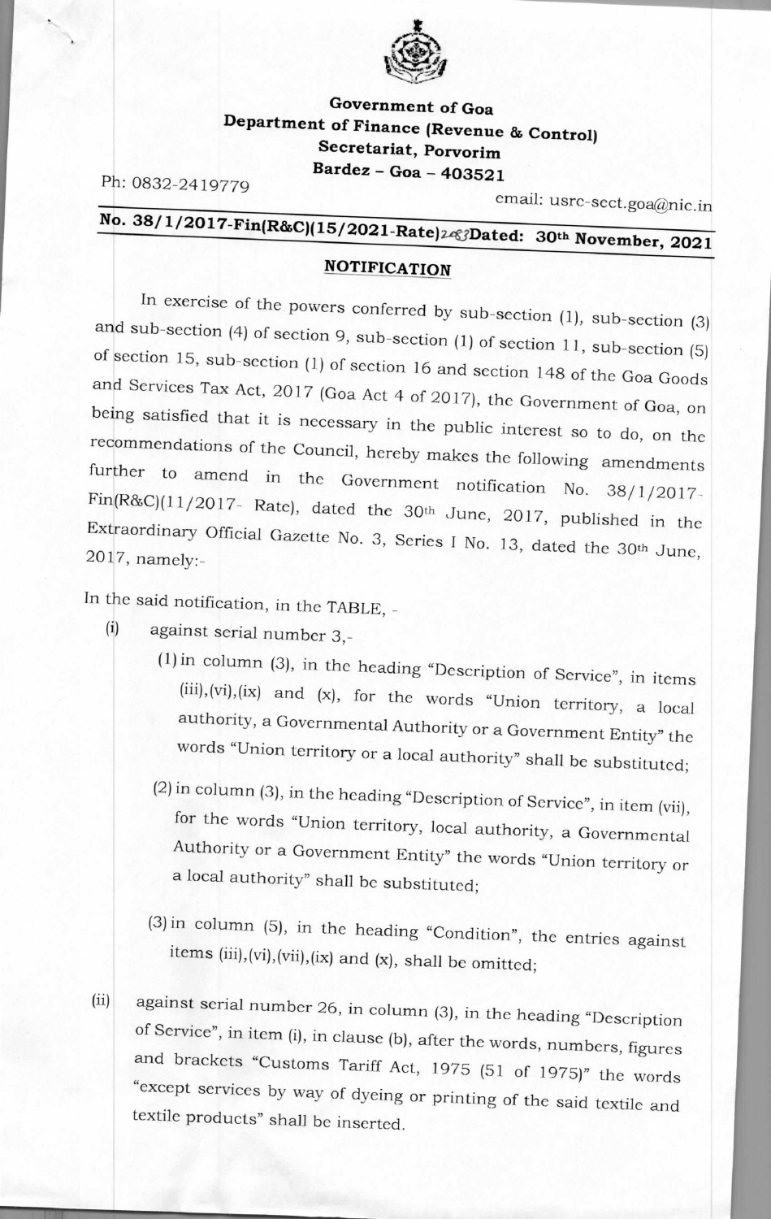**Government of Goa**
**Department of Finance (Revenue & Control)**
**Secretariat, Porvorim**
**Bardez – Goa – 403521**

Ph: 0832-2419779

email: usrc-sect.goa@nic.in

**No. 38/1/2017-Fin(R&C)(15/2021-Rate)2083Dated: 30th November, 2021**

## NOTIFICATION

In exercise of the powers conferred by sub-section (1), sub-section (3) and sub-section (4) of section 9, sub-section (1) of section 11, sub-section (5) of section 15, sub-section (1) of section 16 and section 148 of the Goa Goods and Services Tax Act, 2017 (Goa Act 4 of 2017), the Government of Goa, on being satisfied that it is necessary in the public interest so to do, on the recommendations of the Council, hereby makes the following amendments further to amend in the Government notification No. 38/1/2017-Fin(R&C)(11/2017- Rate), dated the 30th June, 2017, published in the Extraordinary Official Gazette No. 3, Series I No. 13, dated the 30th June, 2017, namely:-

In the said notification, in the TABLE, -

(i) against serial number 3,-

(1) in column (3), in the heading "Description of Service", in items (iii),(vi),(ix) and (x), for the words "Union territory, a local authority, a Governmental Authority or a Government Entity" the words "Union territory or a local authority" shall be substituted;

(2) in column (3), in the heading "Description of Service", in item (vii), for the words "Union territory, local authority, a Governmental Authority or a Government Entity" the words "Union territory or a local authority" shall be substituted;

(3) in column (5), in the heading "Condition", the entries against items (iii),(vi),(vii),(ix) and (x), shall be omitted;

(ii) against serial number 26, in column (3), in the heading "Description of Service", in item (i), in clause (b), after the words, numbers, figures and brackets "Customs Tariff Act, 1975 (51 of 1975)" the words "except services by way of dyeing or printing of the said textile and textile products" shall be inserted.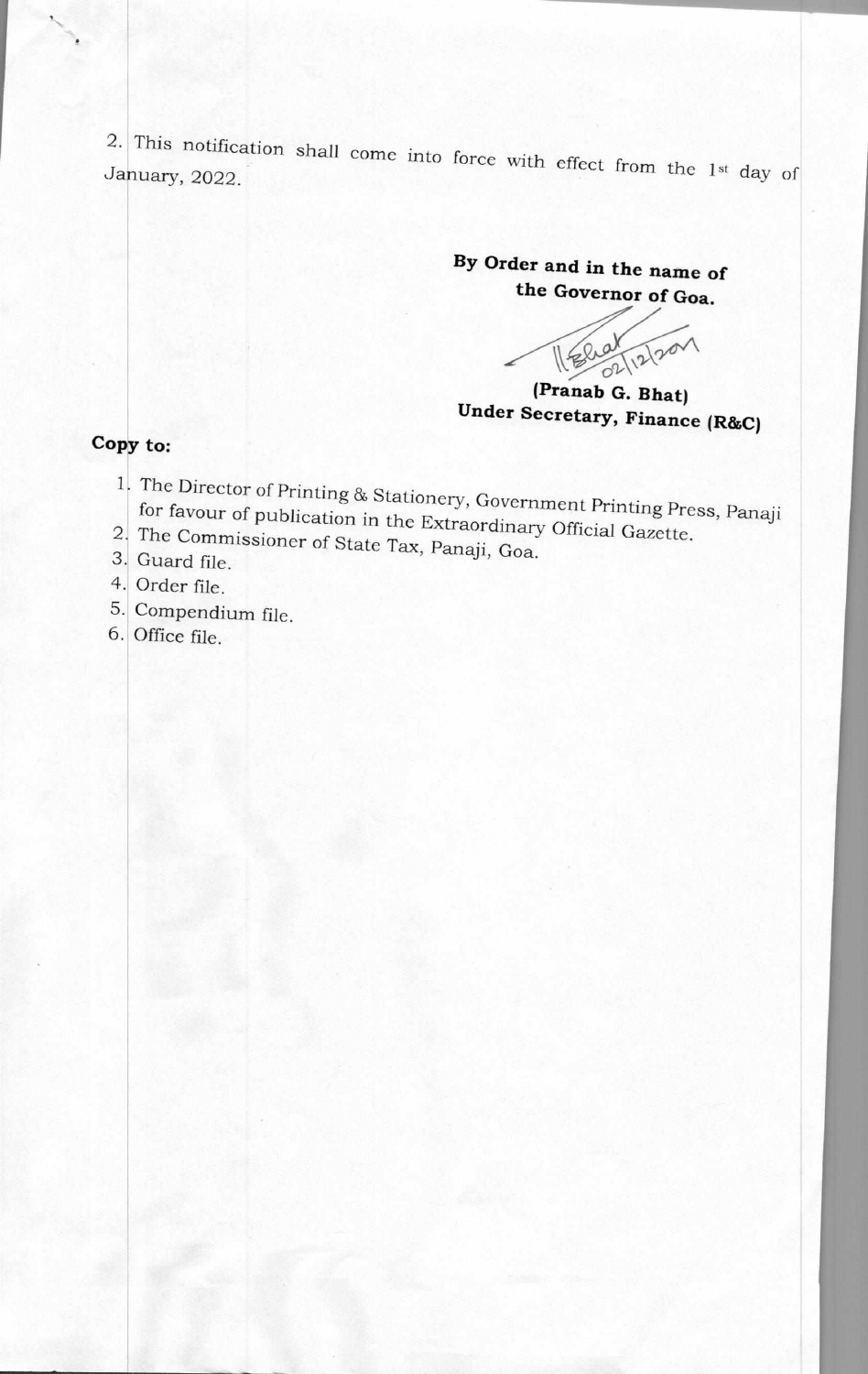2. This notification shall come into force with effect from the 1st day of January, 2022.

**By Order and in the name of the Governor of Goa.**

02/12/2021

**(Pranab G. Bhat)**
**Under Secretary, Finance (R&C)**

**Copy to:**

1. The Director of Printing & Stationery, Government Printing Press, Panaji for favour of publication in the Extraordinary Official Gazette.
2. The Commissioner of State Tax, Panaji, Goa.
3. Guard file.
4. Order file.
5. Compendium file.
6. Office file.